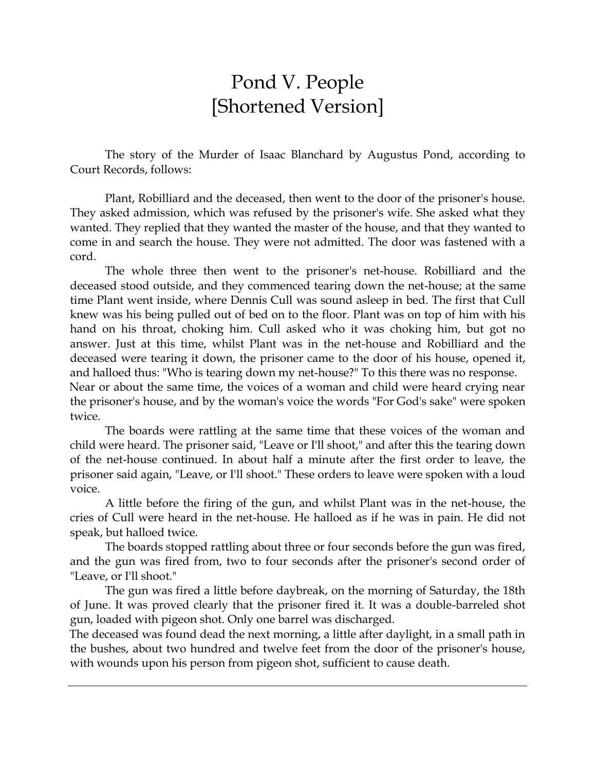# Pond V. People
# [Shortened Version]

The story of the Murder of Isaac Blanchard by Augustus Pond, according to Court Records, follows:

Plant, Robilliard and the deceased, then went to the door of the prisoner's house. They asked admission, which was refused by the prisoner's wife. She asked what they wanted. They replied that they wanted the master of the house, and that they wanted to come in and search the house. They were not admitted. The door was fastened with a cord.

The whole three then went to the prisoner's net-house. Robilliard and the deceased stood outside, and they commenced tearing down the net-house; at the same time Plant went inside, where Dennis Cull was sound asleep in bed. The first that Cull knew was his being pulled out of bed on to the floor. Plant was on top of him with his hand on his throat, choking him. Cull asked who it was choking him, but got no answer. Just at this time, whilst Plant was in the net-house and Robilliard and the deceased were tearing it down, the prisoner came to the door of his house, opened it, and halloed thus: "Who is tearing down my net-house?" To this there was no response. Near or about the same time, the voices of a woman and child were heard crying near the prisoner's house, and by the woman's voice the words "For God's sake" were spoken twice.

The boards were rattling at the same time that these voices of the woman and child were heard. The prisoner said, "Leave or I'll shoot," and after this the tearing down of the net-house continued. In about half a minute after the first order to leave, the prisoner said again, "Leave, or I'll shoot." These orders to leave were spoken with a loud voice.

A little before the firing of the gun, and whilst Plant was in the net-house, the cries of Cull were heard in the net-house. He halloed as if he was in pain. He did not speak, but halloed twice.

The boards stopped rattling about three or four seconds before the gun was fired, and the gun was fired from, two to four seconds after the prisoner's second order of "Leave, or I'll shoot."

The gun was fired a little before daybreak, on the morning of Saturday, the 18th of June. It was proved clearly that the prisoner fired it. It was a double-barreled shot gun, loaded with pigeon shot. Only one barrel was discharged.

The deceased was found dead the next morning, a little after daylight, in a small path in the bushes, about two hundred and twelve feet from the door of the prisoner's house, with wounds upon his person from pigeon shot, sufficient to cause death.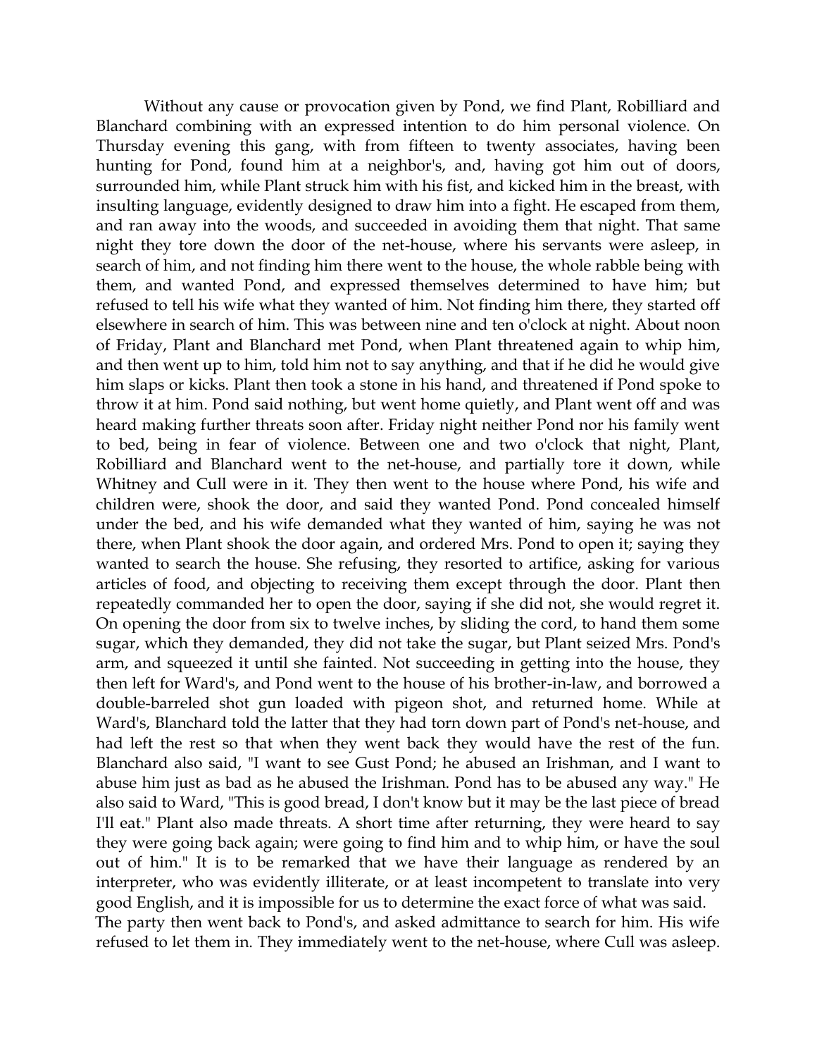Without any cause or provocation given by Pond, we find Plant, Robilliard and Blanchard combining with an expressed intention to do him personal violence. On Thursday evening this gang, with from fifteen to twenty associates, having been hunting for Pond, found him at a neighbor's, and, having got him out of doors, surrounded him, while Plant struck him with his fist, and kicked him in the breast, with insulting language, evidently designed to draw him into a fight. He escaped from them, and ran away into the woods, and succeeded in avoiding them that night. That same night they tore down the door of the net-house, where his servants were asleep, in search of him, and not finding him there went to the house, the whole rabble being with them, and wanted Pond, and expressed themselves determined to have him; but refused to tell his wife what they wanted of him. Not finding him there, they started off elsewhere in search of him. This was between nine and ten o'clock at night. About noon of Friday, Plant and Blanchard met Pond, when Plant threatened again to whip him, and then went up to him, told him not to say anything, and that if he did he would give him slaps or kicks. Plant then took a stone in his hand, and threatened if Pond spoke to throw it at him. Pond said nothing, but went home quietly, and Plant went off and was heard making further threats soon after. Friday night neither Pond nor his family went to bed, being in fear of violence. Between one and two o'clock that night, Plant, Robilliard and Blanchard went to the net-house, and partially tore it down, while Whitney and Cull were in it. They then went to the house where Pond, his wife and children were, shook the door, and said they wanted Pond. Pond concealed himself under the bed, and his wife demanded what they wanted of him, saying he was not there, when Plant shook the door again, and ordered Mrs. Pond to open it; saying they wanted to search the house. She refusing, they resorted to artifice, asking for various articles of food, and objecting to receiving them except through the door. Plant then repeatedly commanded her to open the door, saying if she did not, she would regret it. On opening the door from six to twelve inches, by sliding the cord, to hand them some sugar, which they demanded, they did not take the sugar, but Plant seized Mrs. Pond's arm, and squeezed it until she fainted. Not succeeding in getting into the house, they then left for Ward's, and Pond went to the house of his brother-in-law, and borrowed a double-barreled shot gun loaded with pigeon shot, and returned home. While at Ward's, Blanchard told the latter that they had torn down part of Pond's net-house, and had left the rest so that when they went back they would have the rest of the fun. Blanchard also said, "I want to see Gust Pond; he abused an Irishman, and I want to abuse him just as bad as he abused the Irishman. Pond has to be abused any way." He also said to Ward, "This is good bread, I don't know but it may be the last piece of bread I'll eat." Plant also made threats. A short time after returning, they were heard to say they were going back again; were going to find him and to whip him, or have the soul out of him." It is to be remarked that we have their language as rendered by an interpreter, who was evidently illiterate, or at least incompetent to translate into very good English, and it is impossible for us to determine the exact force of what was said.

The party then went back to Pond's, and asked admittance to search for him. His wife refused to let them in. They immediately went to the net-house, where Cull was asleep.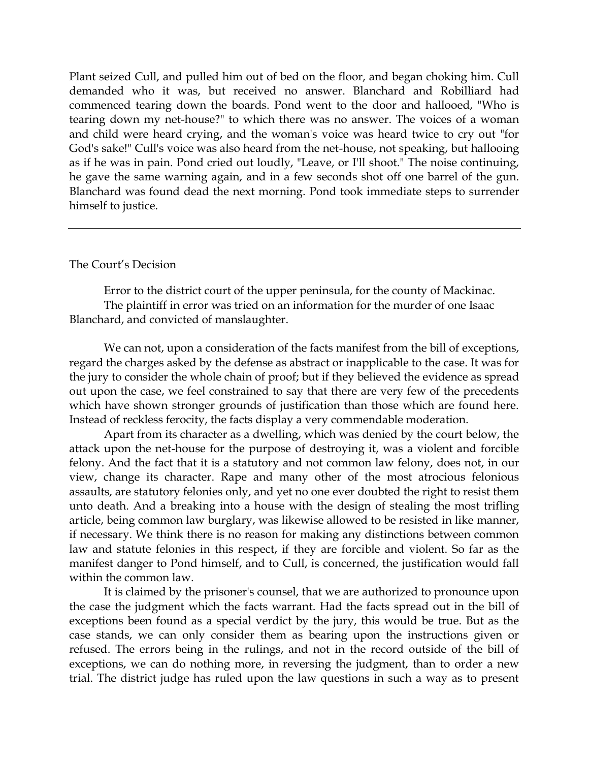Plant seized Cull, and pulled him out of bed on the floor, and began choking him. Cull demanded who it was, but received no answer. Blanchard and Robilliard had commenced tearing down the boards. Pond went to the door and hallooed, "Who is tearing down my net-house?" to which there was no answer. The voices of a woman and child were heard crying, and the woman's voice was heard twice to cry out "for God's sake!" Cull's voice was also heard from the net-house, not speaking, but hallooing as if he was in pain. Pond cried out loudly, "Leave, or I'll shoot." The noise continuing, he gave the same warning again, and in a few seconds shot off one barrel of the gun. Blanchard was found dead the next morning. Pond took immediate steps to surrender himself to justice.

---

The Court's Decision

Error to the district court of the upper peninsula, for the county of Mackinac.
The plaintiff in error was tried on an information for the murder of one Isaac Blanchard, and convicted of manslaughter.

We can not, upon a consideration of the facts manifest from the bill of exceptions, regard the charges asked by the defense as abstract or inapplicable to the case. It was for the jury to consider the whole chain of proof; but if they believed the evidence as spread out upon the case, we feel constrained to say that there are very few of the precedents which have shown stronger grounds of justification than those which are found here. Instead of reckless ferocity, the facts display a very commendable moderation.

Apart from its character as a dwelling, which was denied by the court below, the attack upon the net-house for the purpose of destroying it, was a violent and forcible felony. And the fact that it is a statutory and not common law felony, does not, in our view, change its character. Rape and many other of the most atrocious felonious assaults, are statutory felonies only, and yet no one ever doubted the right to resist them unto death. And a breaking into a house with the design of stealing the most trifling article, being common law burglary, was likewise allowed to be resisted in like manner, if necessary. We think there is no reason for making any distinctions between common law and statute felonies in this respect, if they are forcible and violent. So far as the manifest danger to Pond himself, and to Cull, is concerned, the justification would fall within the common law.

It is claimed by the prisoner's counsel, that we are authorized to pronounce upon the case the judgment which the facts warrant. Had the facts spread out in the bill of exceptions been found as a special verdict by the jury, this would be true. But as the case stands, we can only consider them as bearing upon the instructions given or refused. The errors being in the rulings, and not in the record outside of the bill of exceptions, we can do nothing more, in reversing the judgment, than to order a new trial. The district judge has ruled upon the law questions in such a way as to present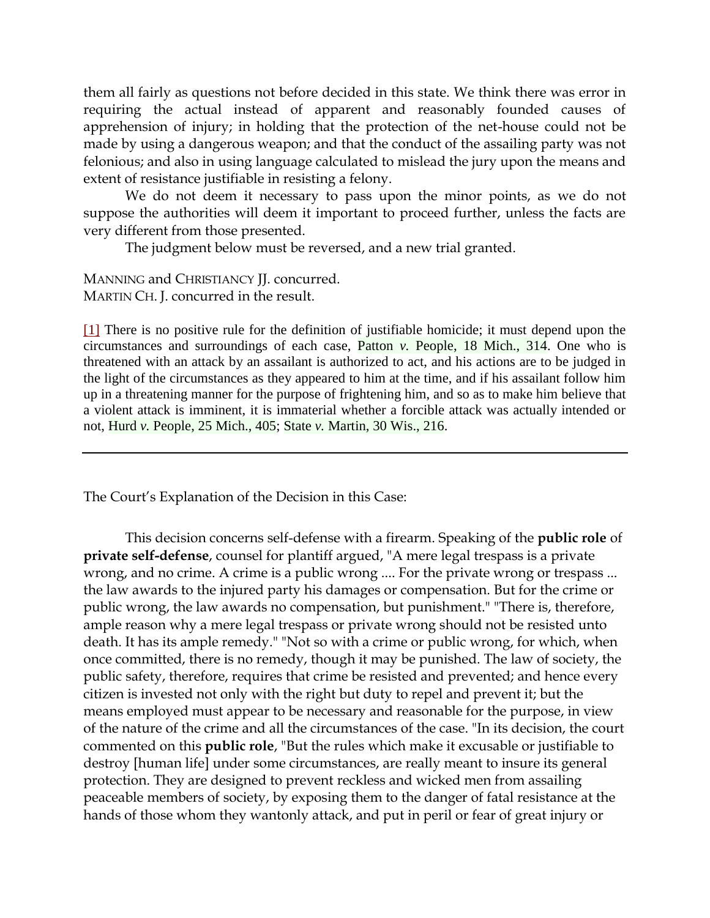them all fairly as questions not before decided in this state. We think there was error in requiring the actual instead of apparent and reasonably founded causes of apprehension of injury; in holding that the protection of the net-house could not be made by using a dangerous weapon; and that the conduct of the assailing party was not felonious; and also in using language calculated to mislead the jury upon the means and extent of resistance justifiable in resisting a felony.

We do not deem it necessary to pass upon the minor points, as we do not suppose the authorities will deem it important to proceed further, unless the facts are very different from those presented.

The judgment below must be reversed, and a new trial granted.

MANNING and CHRISTIANCY JJ. concurred.
MARTIN CH. J. concurred in the result.

[1] There is no positive rule for the definition of justifiable homicide; it must depend upon the circumstances and surroundings of each case, Patton *v.* People, 18 Mich., 314. One who is threatened with an attack by an assailant is authorized to act, and his actions are to be judged in the light of the circumstances as they appeared to him at the time, and if his assailant follow him up in a threatening manner for the purpose of frightening him, and so as to make him believe that a violent attack is imminent, it is immaterial whether a forcible attack was actually intended or not, Hurd *v.* People, 25 Mich., 405; State *v.* Martin, 30 Wis., 216.

---

The Court's Explanation of the Decision in this Case:

This decision concerns self-defense with a firearm. Speaking of the **public role** of **private self-defense**, counsel for plantiff argued, "A mere legal trespass is a private wrong, and no crime. A crime is a public wrong .... For the private wrong or trespass ... the law awards to the injured party his damages or compensation. But for the crime or public wrong, the law awards no compensation, but punishment." "There is, therefore, ample reason why a mere legal trespass or private wrong should not be resisted unto death. It has its ample remedy." "Not so with a crime or public wrong, for which, when once committed, there is no remedy, though it may be punished. The law of society, the public safety, therefore, requires that crime be resisted and prevented; and hence every citizen is invested not only with the right but duty to repel and prevent it; but the means employed must appear to be necessary and reasonable for the purpose, in view of the nature of the crime and all the circumstances of the case. "In its decision, the court commented on this **public role**, "But the rules which make it excusable or justifiable to destroy [human life] under some circumstances, are really meant to insure its general protection. They are designed to prevent reckless and wicked men from assailing peaceable members of society, by exposing them to the danger of fatal resistance at the hands of those whom they wantonly attack, and put in peril or fear of great injury or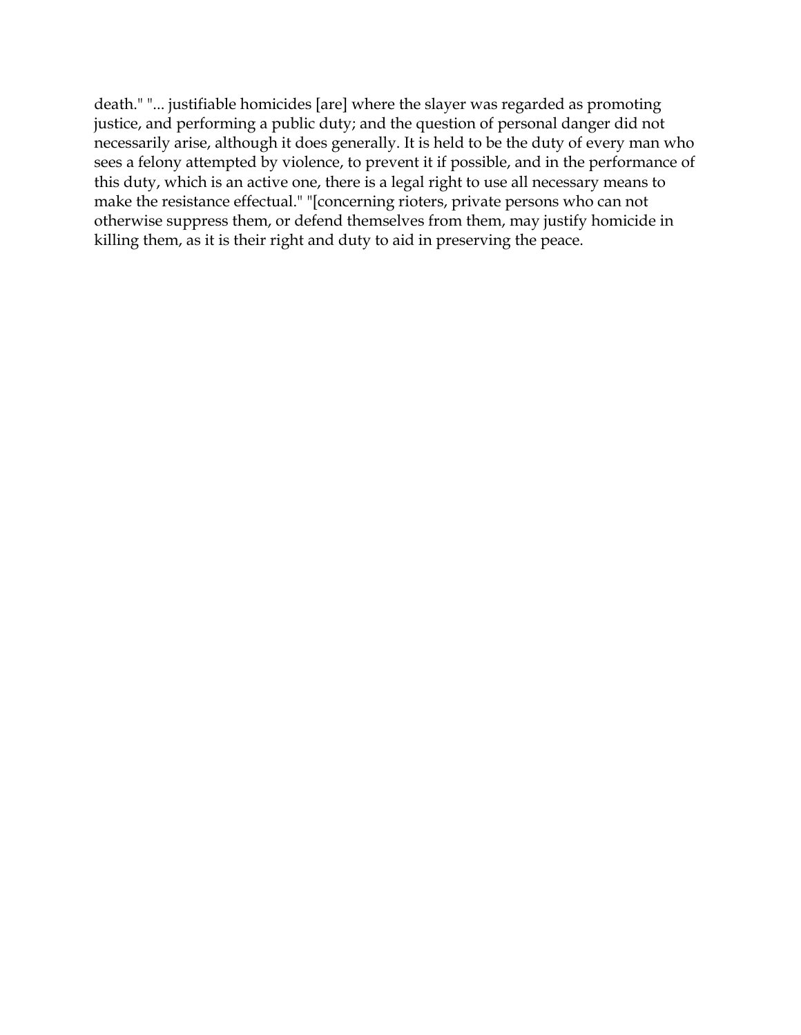death." "... justifiable homicides [are] where the slayer was regarded as promoting justice, and performing a public duty; and the question of personal danger did not necessarily arise, although it does generally. It is held to be the duty of every man who sees a felony attempted by violence, to prevent it if possible, and in the performance of this duty, which is an active one, there is a legal right to use all necessary means to make the resistance effectual." "[concerning rioters, private persons who can not otherwise suppress them, or defend themselves from them, may justify homicide in killing them, as it is their right and duty to aid in preserving the peace.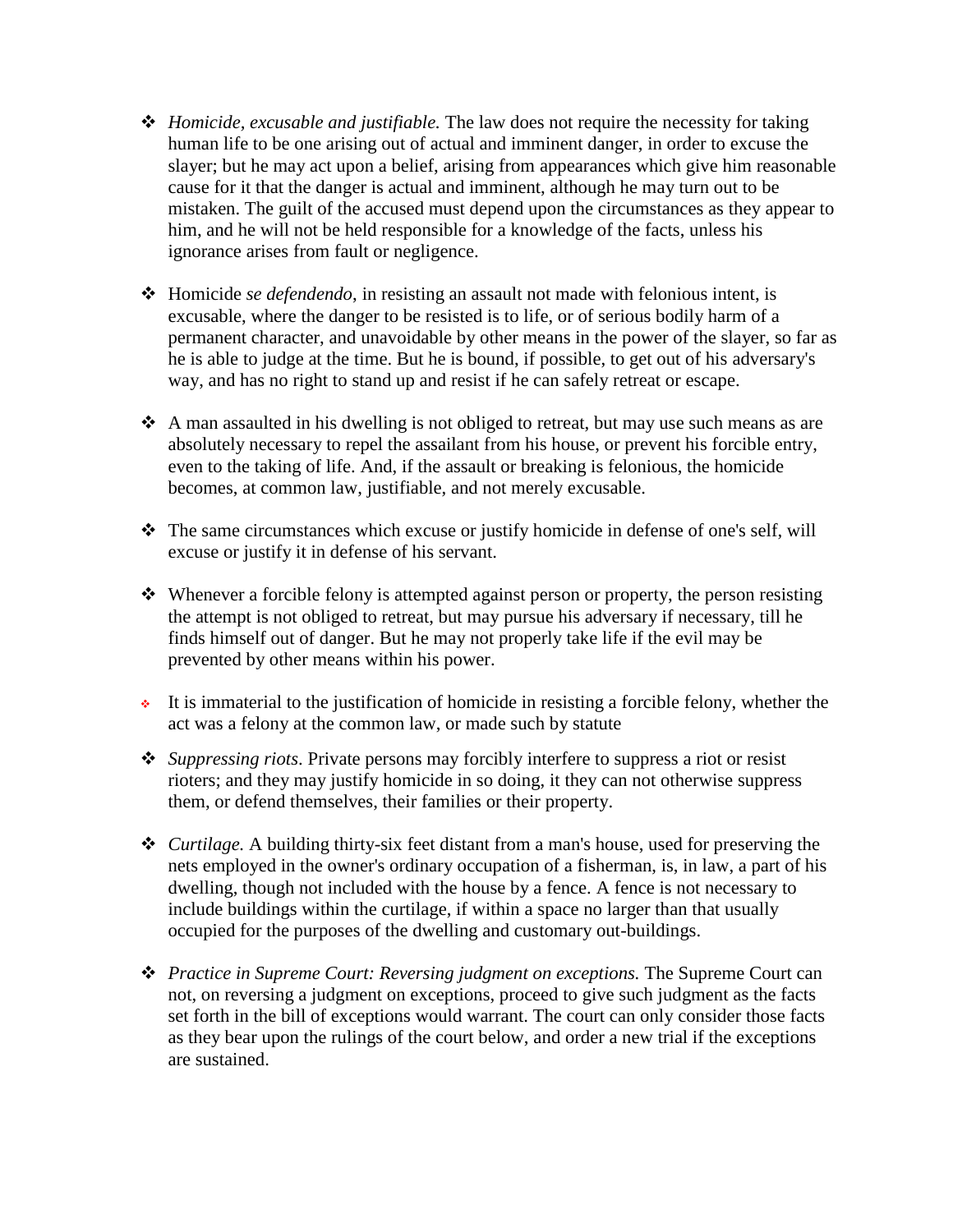- *Homicide, excusable and justifiable.* The law does not require the necessity for taking human life to be one arising out of actual and imminent danger, in order to excuse the slayer; but he may act upon a belief, arising from appearances which give him reasonable cause for it that the danger is actual and imminent, although he may turn out to be mistaken. The guilt of the accused must depend upon the circumstances as they appear to him, and he will not be held responsible for a knowledge of the facts, unless his ignorance arises from fault or negligence.

- Homicide *se defendendo*, in resisting an assault not made with felonious intent, is excusable, where the danger to be resisted is to life, or of serious bodily harm of a permanent character, and unavoidable by other means in the power of the slayer, so far as he is able to judge at the time. But he is bound, if possible, to get out of his adversary's way, and has no right to stand up and resist if he can safely retreat or escape.

- A man assaulted in his dwelling is not obliged to retreat, but may use such means as are absolutely necessary to repel the assailant from his house, or prevent his forcible entry, even to the taking of life. And, if the assault or breaking is felonious, the homicide becomes, at common law, justifiable, and not merely excusable.

- The same circumstances which excuse or justify homicide in defense of one's self, will excuse or justify it in defense of his servant.

- Whenever a forcible felony is attempted against person or property, the person resisting the attempt is not obliged to retreat, but may pursue his adversary if necessary, till he finds himself out of danger. But he may not properly take life if the evil may be prevented by other means within his power.

- It is immaterial to the justification of homicide in resisting a forcible felony, whether the act was a felony at the common law, or made such by statute

- *Suppressing riots*. Private persons may forcibly interfere to suppress a riot or resist rioters; and they may justify homicide in so doing, it they can not otherwise suppress them, or defend themselves, their families or their property.

- *Curtilage.* A building thirty-six feet distant from a man's house, used for preserving the nets employed in the owner's ordinary occupation of a fisherman, is, in law, a part of his dwelling, though not included with the house by a fence. A fence is not necessary to include buildings within the curtilage, if within a space no larger than that usually occupied for the purposes of the dwelling and customary out-buildings.

- *Practice in Supreme Court: Reversing judgment on exceptions.* The Supreme Court can not, on reversing a judgment on exceptions, proceed to give such judgment as the facts set forth in the bill of exceptions would warrant. The court can only consider those facts as they bear upon the rulings of the court below, and order a new trial if the exceptions are sustained.